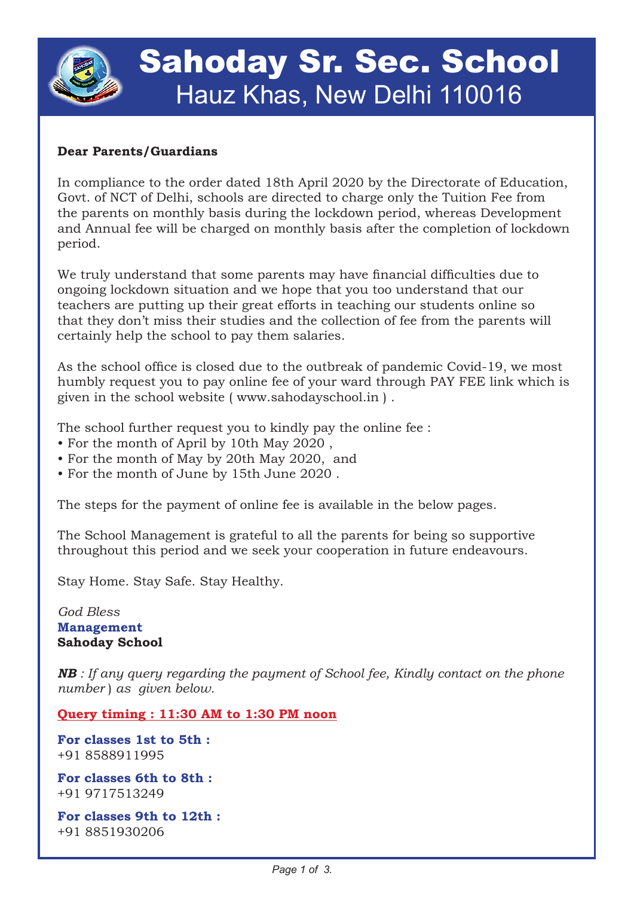# Sahoday Sr. Sec. School

## Hauz Khas, New Delhi 110016

**Dear Parents/Guardians**

In compliance to the order dated 18th April 2020 by the Directorate of Education, Govt. of NCT of Delhi, schools are directed to charge only the Tuition Fee from the parents on monthly basis during the lockdown period, whereas Development and Annual fee will be charged on monthly basis after the completion of lockdown period.

We truly understand that some parents may have financial difficulties due to ongoing lockdown situation and we hope that you too understand that our teachers are putting up their great efforts in teaching our students online so that they don't miss their studies and the collection of fee from the parents will certainly help the school to pay them salaries.

As the school office is closed due to the outbreak of pandemic Covid-19, we most humbly request you to pay online fee of your ward through PAY FEE link which is given in the school website ( www.sahodayschool.in ) .

The school further request you to kindly pay the online fee :

- For the month of April by 10th May 2020 ,
- For the month of May by 20th May 2020, and
- For the month of June by 15th June 2020 .

The steps for the payment of online fee is available in the below pages.

The School Management is grateful to all the parents for being so supportive throughout this period and we seek your cooperation in future endeavours.

Stay Home. Stay Safe. Stay Healthy.

*God Bless*
**Management**
**Sahoday School**

***NB*** *: If any query regarding the payment of School fee, Kindly contact on the phone number ) as given below.*

**Query timing : 11:30 AM to 1:30 PM noon**

**For classes 1st to 5th :**
+91 8588911995

**For classes 6th to 8th :**
+91 9717513249

**For classes 9th to 12th :**
+91 8851930206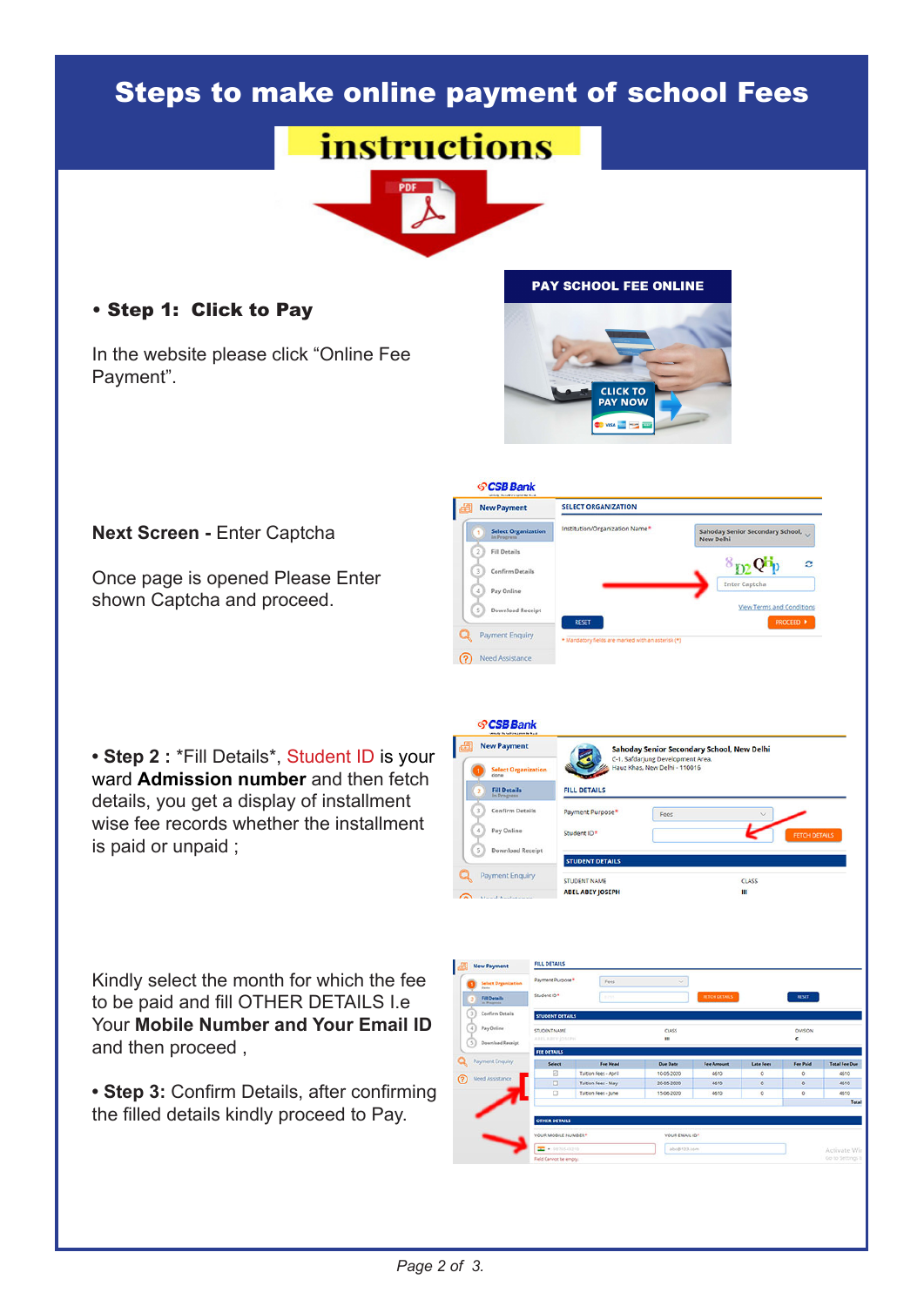# Steps to make online payment of school Fees

## instructions

- **Step 1: Click to Pay**

In the website please click "Online Fee Payment".

**Next Screen -** Enter Captcha

Once page is opened Please Enter shown Captcha and proceed.

- **Step 2 :** *Fill Details*, Student ID is your ward **Admission number** and then fetch details, you get a display of installment wise fee records whether the installment is paid or unpaid ;

Kindly select the month for which the fee to be paid and fill OTHER DETAILS I.e Your **Mobile Number and Your Email ID** and then proceed ,

- **Step 3:** Confirm Details, after confirming the filled details kindly proceed to Pay.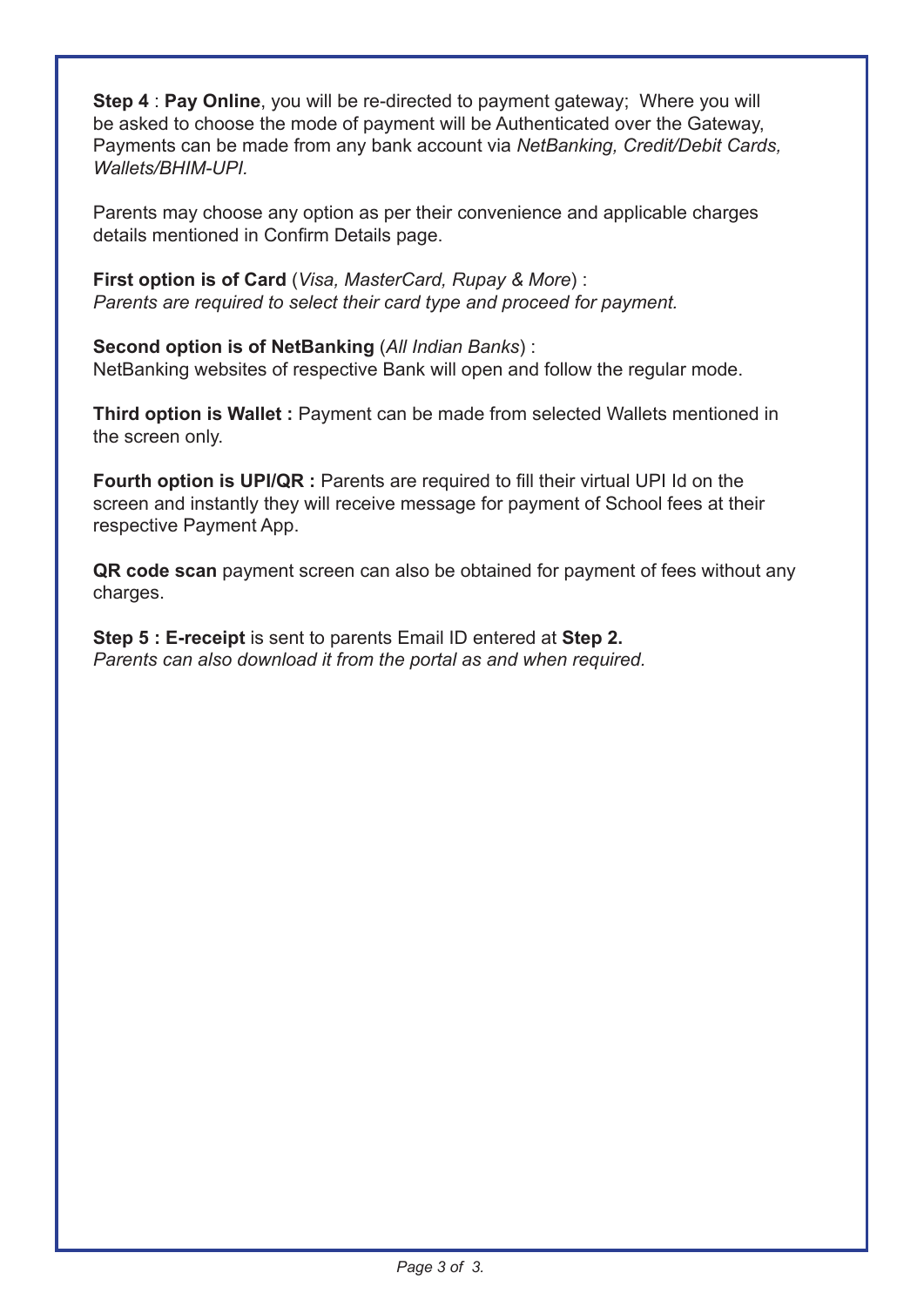**Step 4** : **Pay Online**, you will be re-directed to payment gateway; Where you will be asked to choose the mode of payment will be Authenticated over the Gateway, Payments can be made from any bank account via *NetBanking, Credit/Debit Cards, Wallets/BHIM-UPI.*

Parents may choose any option as per their convenience and applicable charges details mentioned in Confirm Details page.

**First option is of Card** (*Visa, MasterCard, Rupay & More*) :
*Parents are required to select their card type and proceed for payment.*

**Second option is of NetBanking** (*All Indian Banks*) :
NetBanking websites of respective Bank will open and follow the regular mode.

**Third option is Wallet :** Payment can be made from selected Wallets mentioned in the screen only.

**Fourth option is UPI/QR :** Parents are required to fill their virtual UPI Id on the screen and instantly they will receive message for payment of School fees at their respective Payment App.

**QR code scan** payment screen can also be obtained for payment of fees without any charges.

**Step 5 : E-receipt** is sent to parents Email ID entered at **Step 2.**
*Parents can also download it from the portal as and when required.*